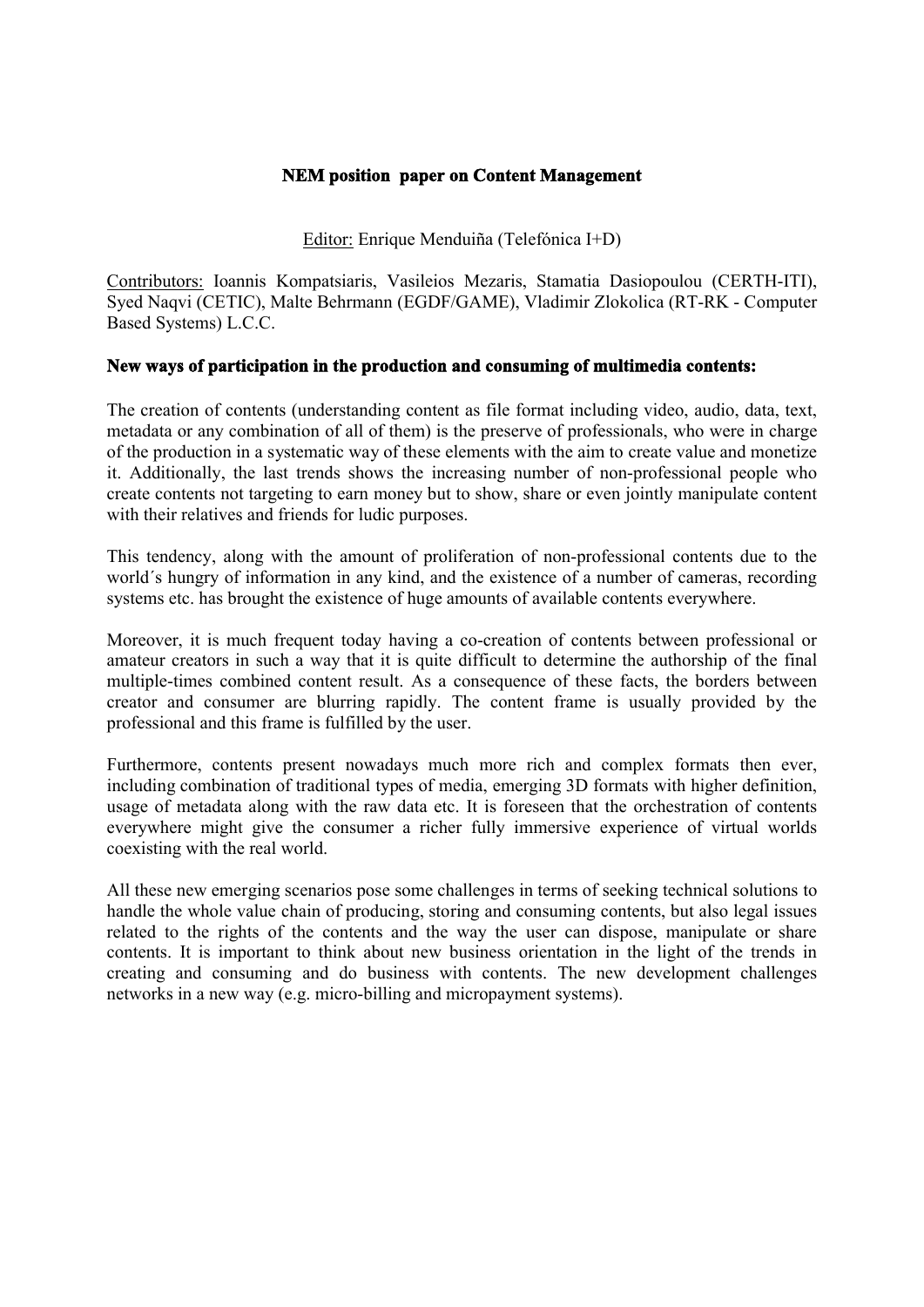# NEM position paper on Content Management

Editor: Enrique Menduiña (Telefónica I+D)

Contributors: Ioannis Kompatsiaris, Vasileios Mezaris, Stamatia Dasiopoulou (CERTH-ITI), Syed Naqvi (CETIC), Malte Behrmann (EGDF/GAME), Vladimir Zlokolica (RT-RK - Computer Based Systems) L.C.C.

## New ways of participation in the production and consuming of multimedia contents:

The creation of contents (understanding content as file format including video, audio, data, text, metadata or any combination of all of them) is the preserve of professionals, who were in charge of the production in a systematic way of these elements with the aim to create value and monetize it. Additionally, the last trends shows the increasing number of non-professional people who create contents not targeting to earn money but to show, share or even jointly manipulate content with their relatives and friends for ludic purposes.

This tendency, along with the amount of proliferation of non-professional contents due to the world´s hungry of information in any kind, and the existence of a number of cameras, recording systems etc. has brought the existence of huge amounts of available contents everywhere.

Moreover, it is much frequent today having a co-creation of contents between professional or amateur creators in such a way that it is quite difficult to determine the authorship of the final multiple-times combined content result. As a consequence of these facts, the borders between creator and consumer are blurring rapidly. The content frame is usually provided by the professional and this frame is fulfilled by the user.

Furthermore, contents present nowadays much more rich and complex formats then ever, including combination of traditional types of media, emerging 3D formats with higher definition, usage of metadata along with the raw data etc. It is foreseen that the orchestration of contents everywhere might give the consumer a richer fully immersive experience of virtual worlds coexisting with the real world.

All these new emerging scenarios pose some challenges in terms of seeking technical solutions to handle the whole value chain of producing, storing and consuming contents, but also legal issues related to the rights of the contents and the way the user can dispose, manipulate or share contents. It is important to think about new business orientation in the light of the trends in creating and consuming and do business with contents. The new development challenges networks in a new way (e.g. micro-billing and micropayment systems).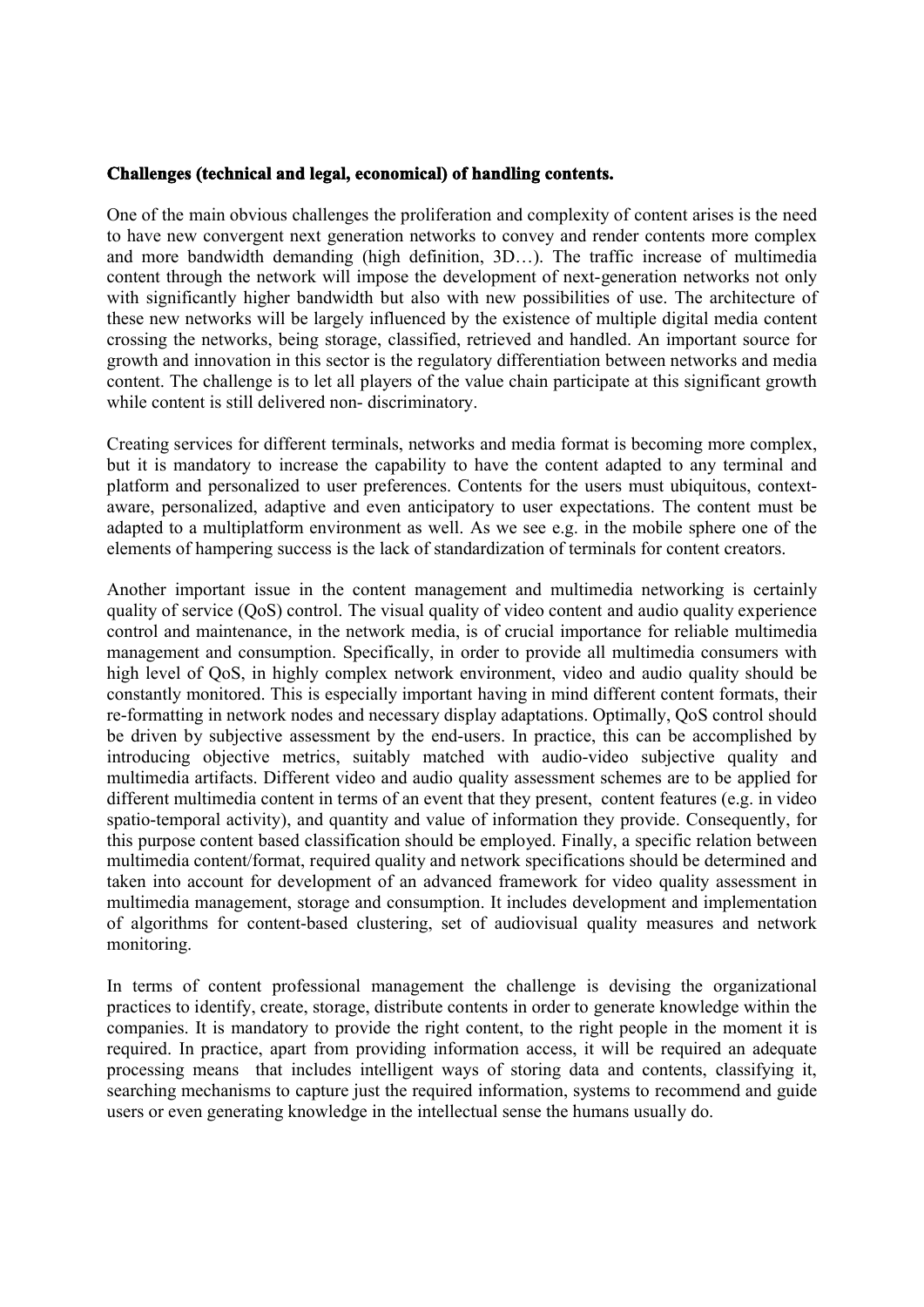**Challenges (technical and legal, economical) of handling contents.**

One of the main obvious challenges the proliferation and complexity of content arises is the need to have new convergent next generation networks to convey and render contents more complex and more bandwidth demanding (high definition, 3D…). The traffic increase of multimedia content through the network will impose the development of next-generation networks not only with significantly higher bandwidth but also with new possibilities of use. The architecture of these new networks will be largely influenced by the existence of multiple digital media content crossing the networks, being storage, classified, retrieved and handled. An important source for growth and innovation in this sector is the regulatory differentiation between networks and media content. The challenge is to let all players of the value chain participate at this significant growth while content is still delivered non- discriminatory.

Creating services for different terminals, networks and media format is becoming more complex, but it is mandatory to increase the capability to have the content adapted to any terminal and platform and personalized to user preferences. Contents for the users must ubiquitous, context-aware, personalized, adaptive and even anticipatory to user expectations. The content must be adapted to a multiplatform environment as well. As we see e.g. in the mobile sphere one of the elements of hampering success is the lack of standardization of terminals for content creators.

Another important issue in the content management and multimedia networking is certainly quality of service (QoS) control. The visual quality of video content and audio quality experience control and maintenance, in the network media, is of crucial importance for reliable multimedia management and consumption. Specifically, in order to provide all multimedia consumers with high level of QoS, in highly complex network environment, video and audio quality should be constantly monitored. This is especially important having in mind different content formats, their re-formatting in network nodes and necessary display adaptations. Optimally, QoS control should be driven by subjective assessment by the end-users. In practice, this can be accomplished by introducing objective metrics, suitably matched with audio-video subjective quality and multimedia artifacts. Different video and audio quality assessment schemes are to be applied for different multimedia content in terms of an event that they present, content features (e.g. in video spatio-temporal activity), and quantity and value of information they provide. Consequently, for this purpose content based classification should be employed. Finally, a specific relation between multimedia content/format, required quality and network specifications should be determined and taken into account for development of an advanced framework for video quality assessment in multimedia management, storage and consumption. It includes development and implementation of algorithms for content-based clustering, set of audiovisual quality measures and network monitoring.

In terms of content professional management the challenge is devising the organizational practices to identify, create, storage, distribute contents in order to generate knowledge within the companies. It is mandatory to provide the right content, to the right people in the moment it is required. In practice, apart from providing information access, it will be required an adequate processing means that includes intelligent ways of storing data and contents, classifying it, searching mechanisms to capture just the required information, systems to recommend and guide users or even generating knowledge in the intellectual sense the humans usually do.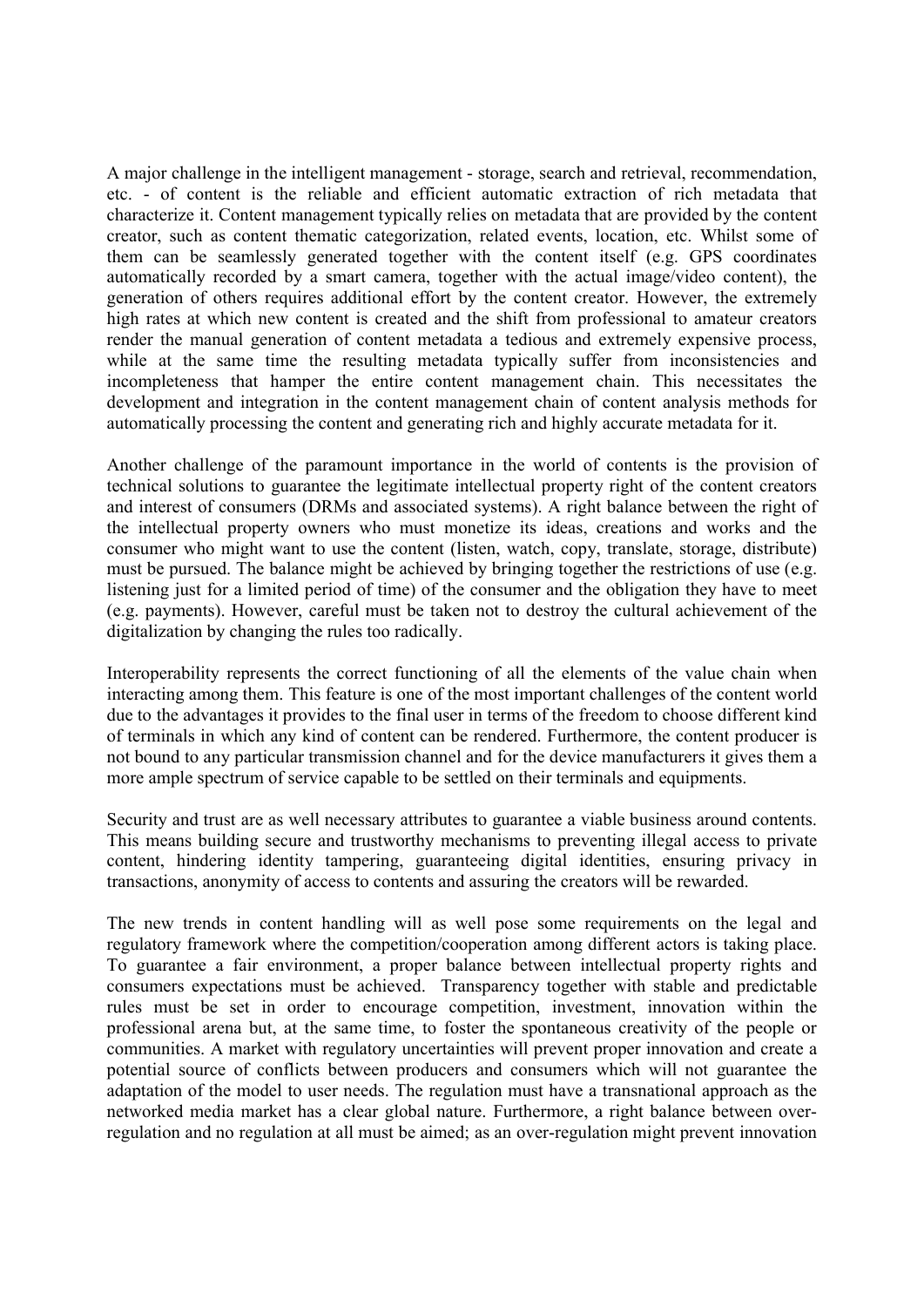A major challenge in the intelligent management - storage, search and retrieval, recommendation, etc. - of content is the reliable and efficient automatic extraction of rich metadata that characterize it. Content management typically relies on metadata that are provided by the content creator, such as content thematic categorization, related events, location, etc. Whilst some of them can be seamlessly generated together with the content itself (e.g. GPS coordinates automatically recorded by a smart camera, together with the actual image/video content), the generation of others requires additional effort by the content creator. However, the extremely high rates at which new content is created and the shift from professional to amateur creators render the manual generation of content metadata a tedious and extremely expensive process, while at the same time the resulting metadata typically suffer from inconsistencies and incompleteness that hamper the entire content management chain. This necessitates the development and integration in the content management chain of content analysis methods for automatically processing the content and generating rich and highly accurate metadata for it.

Another challenge of the paramount importance in the world of contents is the provision of technical solutions to guarantee the legitimate intellectual property right of the content creators and interest of consumers (DRMs and associated systems). A right balance between the right of the intellectual property owners who must monetize its ideas, creations and works and the consumer who might want to use the content (listen, watch, copy, translate, storage, distribute) must be pursued. The balance might be achieved by bringing together the restrictions of use (e.g. listening just for a limited period of time) of the consumer and the obligation they have to meet (e.g. payments). However, careful must be taken not to destroy the cultural achievement of the digitalization by changing the rules too radically.

Interoperability represents the correct functioning of all the elements of the value chain when interacting among them. This feature is one of the most important challenges of the content world due to the advantages it provides to the final user in terms of the freedom to choose different kind of terminals in which any kind of content can be rendered. Furthermore, the content producer is not bound to any particular transmission channel and for the device manufacturers it gives them a more ample spectrum of service capable to be settled on their terminals and equipments.

Security and trust are as well necessary attributes to guarantee a viable business around contents. This means building secure and trustworthy mechanisms to preventing illegal access to private content, hindering identity tampering, guaranteeing digital identities, ensuring privacy in transactions, anonymity of access to contents and assuring the creators will be rewarded.

The new trends in content handling will as well pose some requirements on the legal and regulatory framework where the competition/cooperation among different actors is taking place. To guarantee a fair environment, a proper balance between intellectual property rights and consumers expectations must be achieved. Transparency together with stable and predictable rules must be set in order to encourage competition, investment, innovation within the professional arena but, at the same time, to foster the spontaneous creativity of the people or communities. A market with regulatory uncertainties will prevent proper innovation and create a potential source of conflicts between producers and consumers which will not guarantee the adaptation of the model to user needs. The regulation must have a transnational approach as the networked media market has a clear global nature. Furthermore, a right balance between over-regulation and no regulation at all must be aimed; as an over-regulation might prevent innovation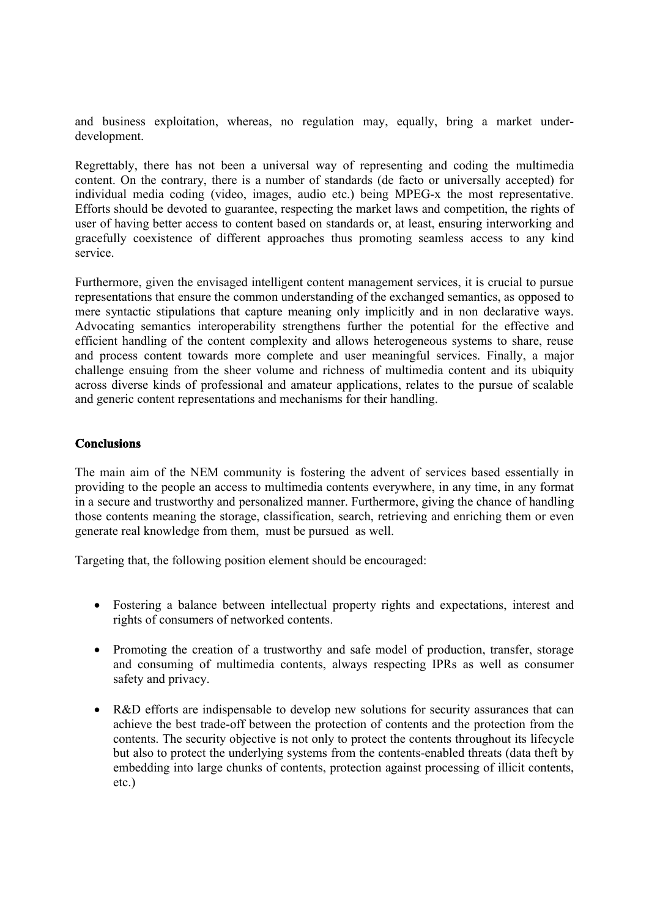and business exploitation, whereas, no regulation may, equally, bring a market under-development.

Regrettably, there has not been a universal way of representing and coding the multimedia content. On the contrary, there is a number of standards (de facto or universally accepted) for individual media coding (video, images, audio etc.) being MPEG-x the most representative. Efforts should be devoted to guarantee, respecting the market laws and competition, the rights of user of having better access to content based on standards or, at least, ensuring interworking and gracefully coexistence of different approaches thus promoting seamless access to any kind service.

Furthermore, given the envisaged intelligent content management services, it is crucial to pursue representations that ensure the common understanding of the exchanged semantics, as opposed to mere syntactic stipulations that capture meaning only implicitly and in non declarative ways. Advocating semantics interoperability strengthens further the potential for the effective and efficient handling of the content complexity and allows heterogeneous systems to share, reuse and process content towards more complete and user meaningful services. Finally, a major challenge ensuing from the sheer volume and richness of multimedia content and its ubiquity across diverse kinds of professional and amateur applications, relates to the pursue of scalable and generic content representations and mechanisms for their handling.

## Conclusions

The main aim of the NEM community is fostering the advent of services based essentially in providing to the people an access to multimedia contents everywhere, in any time, in any format in a secure and trustworthy and personalized manner. Furthermore, giving the chance of handling those contents meaning the storage, classification, search, retrieving and enriching them or even generate real knowledge from them, must be pursued as well.

Targeting that, the following position element should be encouraged:

- Fostering a balance between intellectual property rights and expectations, interest and rights of consumers of networked contents.
- Promoting the creation of a trustworthy and safe model of production, transfer, storage and consuming of multimedia contents, always respecting IPRs as well as consumer safety and privacy.
- R&D efforts are indispensable to develop new solutions for security assurances that can achieve the best trade-off between the protection of contents and the protection from the contents. The security objective is not only to protect the contents throughout its lifecycle but also to protect the underlying systems from the contents-enabled threats (data theft by embedding into large chunks of contents, protection against processing of illicit contents, etc.)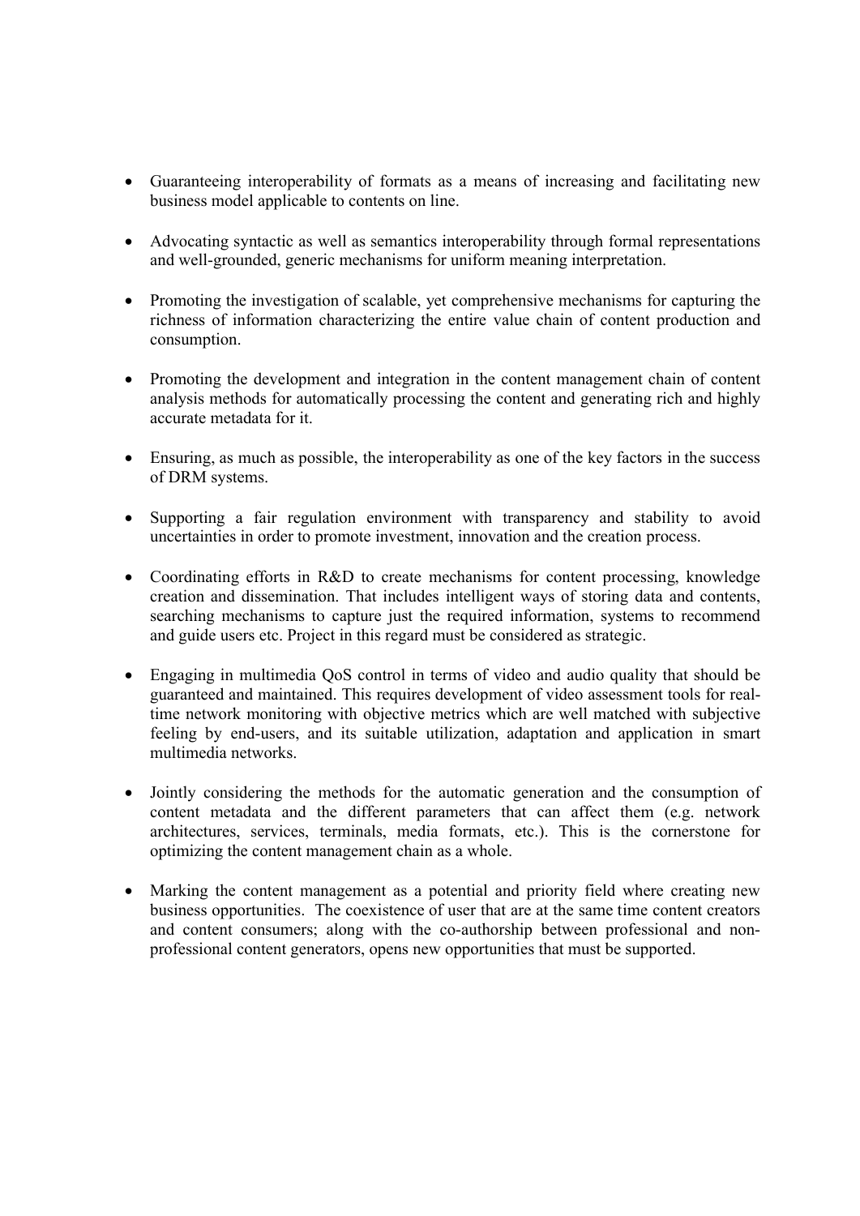- Guaranteeing interoperability of formats as a means of increasing and facilitating new business model applicable to contents on line.

- Advocating syntactic as well as semantics interoperability through formal representations and well-grounded, generic mechanisms for uniform meaning interpretation.

- Promoting the investigation of scalable, yet comprehensive mechanisms for capturing the richness of information characterizing the entire value chain of content production and consumption.

- Promoting the development and integration in the content management chain of content analysis methods for automatically processing the content and generating rich and highly accurate metadata for it.

- Ensuring, as much as possible, the interoperability as one of the key factors in the success of DRM systems.

- Supporting a fair regulation environment with transparency and stability to avoid uncertainties in order to promote investment, innovation and the creation process.

- Coordinating efforts in R&D to create mechanisms for content processing, knowledge creation and dissemination. That includes intelligent ways of storing data and contents, searching mechanisms to capture just the required information, systems to recommend and guide users etc. Project in this regard must be considered as strategic.

- Engaging in multimedia QoS control in terms of video and audio quality that should be guaranteed and maintained. This requires development of video assessment tools for real-time network monitoring with objective metrics which are well matched with subjective feeling by end-users, and its suitable utilization, adaptation and application in smart multimedia networks.

- Jointly considering the methods for the automatic generation and the consumption of content metadata and the different parameters that can affect them (e.g. network architectures, services, terminals, media formats, etc.). This is the cornerstone for optimizing the content management chain as a whole.

- Marking the content management as a potential and priority field where creating new business opportunities. The coexistence of user that are at the same time content creators and content consumers; along with the co-authorship between professional and non-professional content generators, opens new opportunities that must be supported.